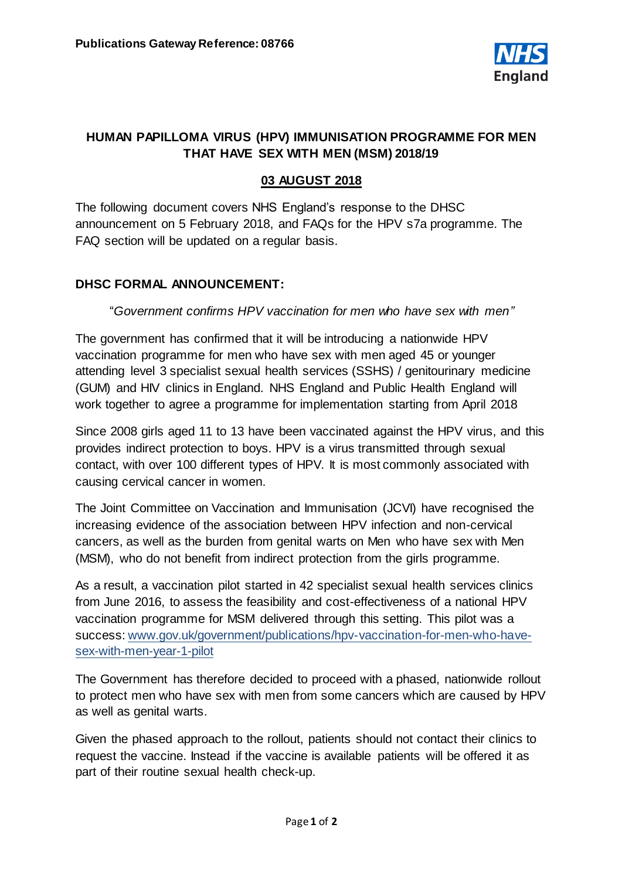**Publications Gateway Reference: 08766**

NHS England

# HUMAN PAPILLOMA VIRUS (HPV) IMMUNISATION PROGRAMME FOR MEN THAT HAVE SEX WITH MEN (MSM) 2018/19

**03 AUGUST 2018**

The following document covers NHS England's response to the DHSC announcement on 5 February 2018, and FAQs for the HPV s7a programme. The FAQ section will be updated on a regular basis.

## DHSC FORMAL ANNOUNCEMENT:

"*Government confirms HPV vaccination for men who have sex with men"*

The government has confirmed that it will be introducing a nationwide HPV vaccination programme for men who have sex with men aged 45 or younger attending level 3 specialist sexual health services (SSHS) / genitourinary medicine (GUM) and HIV clinics in England. NHS England and Public Health England will work together to agree a programme for implementation starting from April 2018

Since 2008 girls aged 11 to 13 have been vaccinated against the HPV virus, and this provides indirect protection to boys. HPV is a virus transmitted through sexual contact, with over 100 different types of HPV. It is most commonly associated with causing cervical cancer in women.

The Joint Committee on Vaccination and Immunisation (JCVI) have recognised the increasing evidence of the association between HPV infection and non-cervical cancers, as well as the burden from genital warts on Men who have sex with Men (MSM), who do not benefit from indirect protection from the girls programme.

As a result, a vaccination pilot started in 42 specialist sexual health services clinics from June 2016, to assess the feasibility and cost-effectiveness of a national HPV vaccination programme for MSM delivered through this setting. This pilot was a success: www.gov.uk/government/publications/hpv-vaccination-for-men-who-have-sex-with-men-year-1-pilot

The Government has therefore decided to proceed with a phased, nationwide rollout to protect men who have sex with men from some cancers which are caused by HPV as well as genital warts.

Given the phased approach to the rollout, patients should not contact their clinics to request the vaccine. Instead if the vaccine is available patients will be offered it as part of their routine sexual health check-up.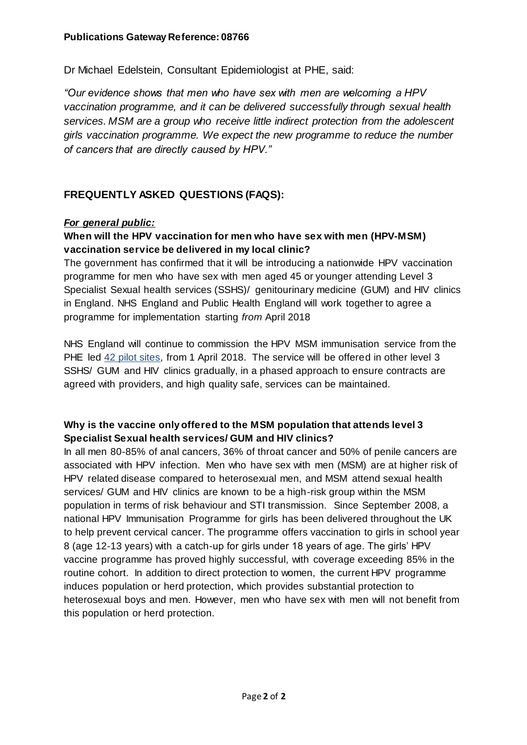**Publications Gateway Reference: 08766**

Dr Michael Edelstein, Consultant Epidemiologist at PHE, said:

*"Our evidence shows that men who have sex with men are welcoming a HPV vaccination programme, and it can be delivered successfully through sexual health services. MSM are a group who receive little indirect protection from the adolescent girls vaccination programme. We expect the new programme to reduce the number of cancers that are directly caused by HPV."*

## FREQUENTLY ASKED QUESTIONS (FAQS):

***For general public:***

**When will the HPV vaccination for men who have sex with men (HPV-MSM) vaccination service be delivered in my local clinic?**

The government has confirmed that it will be introducing a nationwide HPV vaccination programme for men who have sex with men aged 45 or younger attending Level 3 Specialist Sexual health services (SSHS)/ genitourinary medicine (GUM) and HIV clinics in England. NHS England and Public Health England will work together to agree a programme for implementation starting *from* April 2018

NHS England will continue to commission the HPV MSM immunisation service from the PHE led 42 pilot sites, from 1 April 2018. The service will be offered in other level 3 SSHS/ GUM and HIV clinics gradually, in a phased approach to ensure contracts are agreed with providers, and high quality safe, services can be maintained.

**Why is the vaccine only offered to the MSM population that attends level 3 Specialist Sexual health services/ GUM and HIV clinics?**

In all men 80-85% of anal cancers, 36% of throat cancer and 50% of penile cancers are associated with HPV infection. Men who have sex with men (MSM) are at higher risk of HPV related disease compared to heterosexual men, and MSM attend sexual health services/ GUM and HIV clinics are known to be a high-risk group within the MSM population in terms of risk behaviour and STI transmission. Since September 2008, a national HPV Immunisation Programme for girls has been delivered throughout the UK to help prevent cervical cancer. The programme offers vaccination to girls in school year 8 (age 12-13 years) with a catch-up for girls under 18 years of age. The girls' HPV vaccine programme has proved highly successful, with coverage exceeding 85% in the routine cohort. In addition to direct protection to women, the current HPV programme induces population or herd protection, which provides substantial protection to heterosexual boys and men. However, men who have sex with men will not benefit from this population or herd protection.